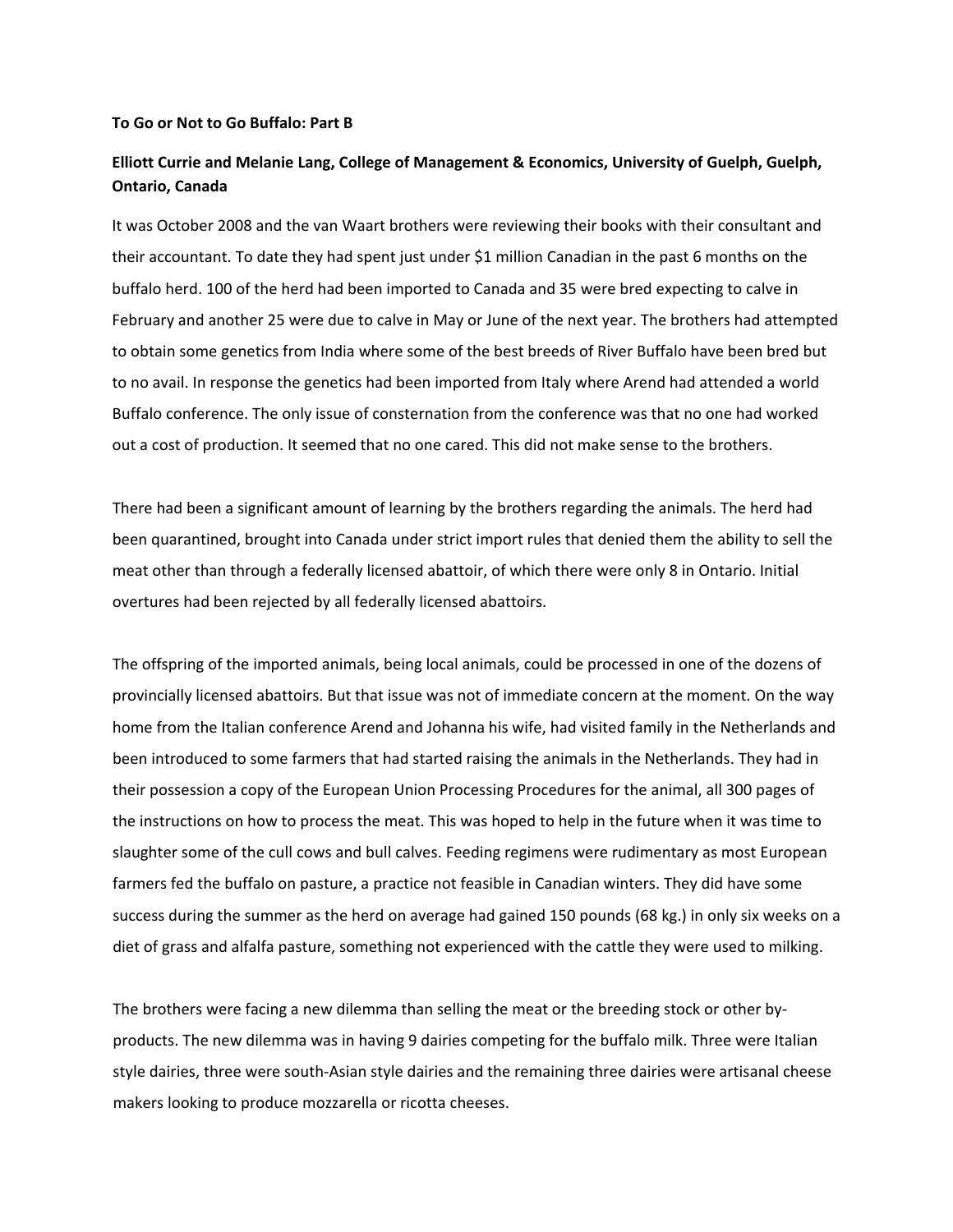**To Go or Not to Go Buffalo: Part B**

**Elliott Currie and Melanie Lang, College of Management & Economics, University of Guelph, Guelph, Ontario, Canada**

It was October 2008 and the van Waart brothers were reviewing their books with their consultant and their accountant. To date they had spent just under $1 million Canadian in the past 6 months on the buffalo herd. 100 of the herd had been imported to Canada and 35 were bred expecting to calve in February and another 25 were due to calve in May or June of the next year. The brothers had attempted to obtain some genetics from India where some of the best breeds of River Buffalo have been bred but to no avail. In response the genetics had been imported from Italy where Arend had attended a world Buffalo conference. The only issue of consternation from the conference was that no one had worked out a cost of production. It seemed that no one cared. This did not make sense to the brothers.

There had been a significant amount of learning by the brothers regarding the animals. The herd had been quarantined, brought into Canada under strict import rules that denied them the ability to sell the meat other than through a federally licensed abattoir, of which there were only 8 in Ontario. Initial overtures had been rejected by all federally licensed abattoirs.

The offspring of the imported animals, being local animals, could be processed in one of the dozens of provincially licensed abattoirs. But that issue was not of immediate concern at the moment. On the way home from the Italian conference Arend and Johanna his wife, had visited family in the Netherlands and been introduced to some farmers that had started raising the animals in the Netherlands. They had in their possession a copy of the European Union Processing Procedures for the animal, all 300 pages of the instructions on how to process the meat. This was hoped to help in the future when it was time to slaughter some of the cull cows and bull calves. Feeding regimens were rudimentary as most European farmers fed the buffalo on pasture, a practice not feasible in Canadian winters. They did have some success during the summer as the herd on average had gained 150 pounds (68 kg.) in only six weeks on a diet of grass and alfalfa pasture, something not experienced with the cattle they were used to milking.

The brothers were facing a new dilemma than selling the meat or the breeding stock or other by-products. The new dilemma was in having 9 dairies competing for the buffalo milk. Three were Italian style dairies, three were south-Asian style dairies and the remaining three dairies were artisanal cheese makers looking to produce mozzarella or ricotta cheeses.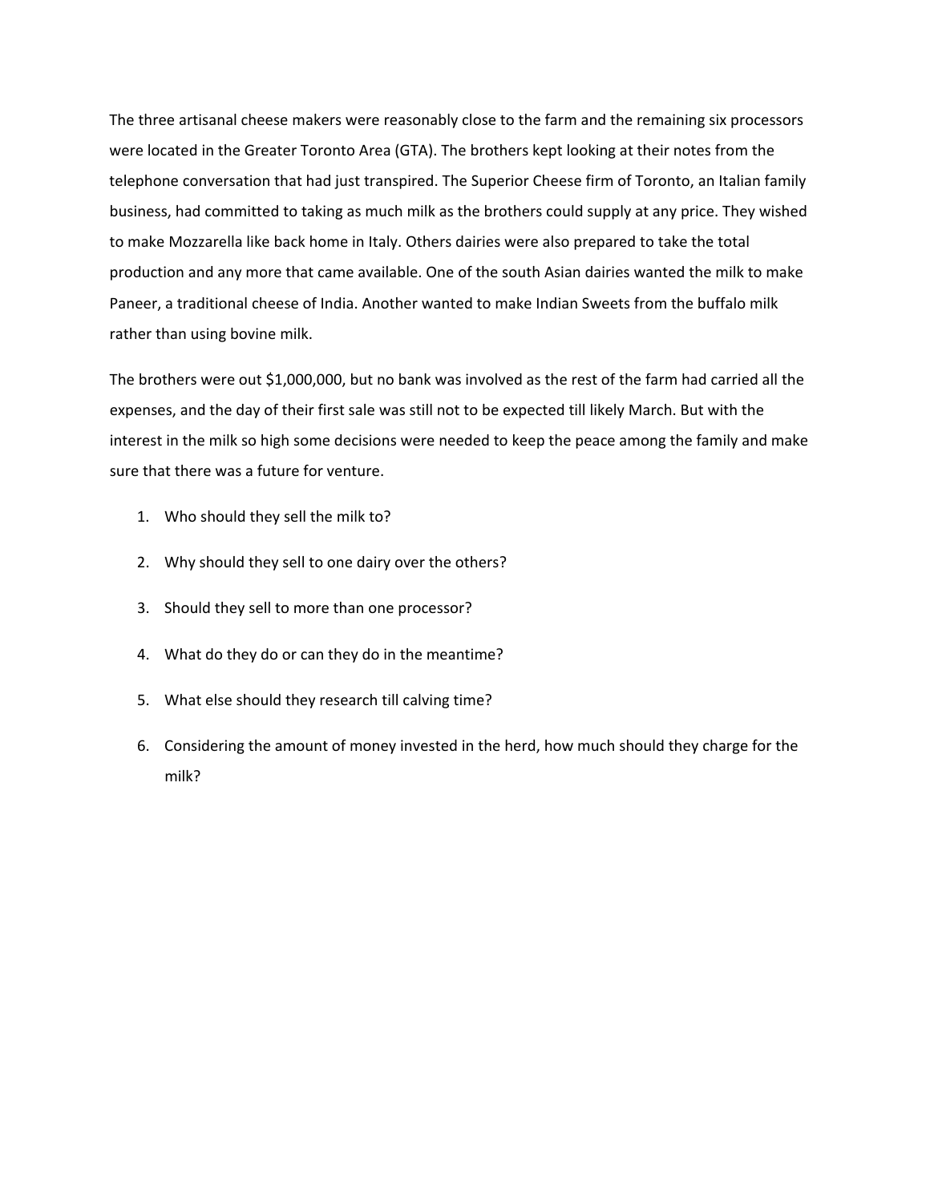The three artisanal cheese makers were reasonably close to the farm and the remaining six processors were located in the Greater Toronto Area (GTA). The brothers kept looking at their notes from the telephone conversation that had just transpired. The Superior Cheese firm of Toronto, an Italian family business, had committed to taking as much milk as the brothers could supply at any price. They wished to make Mozzarella like back home in Italy. Others dairies were also prepared to take the total production and any more that came available. One of the south Asian dairies wanted the milk to make Paneer, a traditional cheese of India. Another wanted to make Indian Sweets from the buffalo milk rather than using bovine milk.

The brothers were out $1,000,000, but no bank was involved as the rest of the farm had carried all the expenses, and the day of their first sale was still not to be expected till likely March. But with the interest in the milk so high some decisions were needed to keep the peace among the family and make sure that there was a future for venture.

1. Who should they sell the milk to?
2. Why should they sell to one dairy over the others?
3. Should they sell to more than one processor?
4. What do they do or can they do in the meantime?
5. What else should they research till calving time?
6. Considering the amount of money invested in the herd, how much should they charge for the milk?